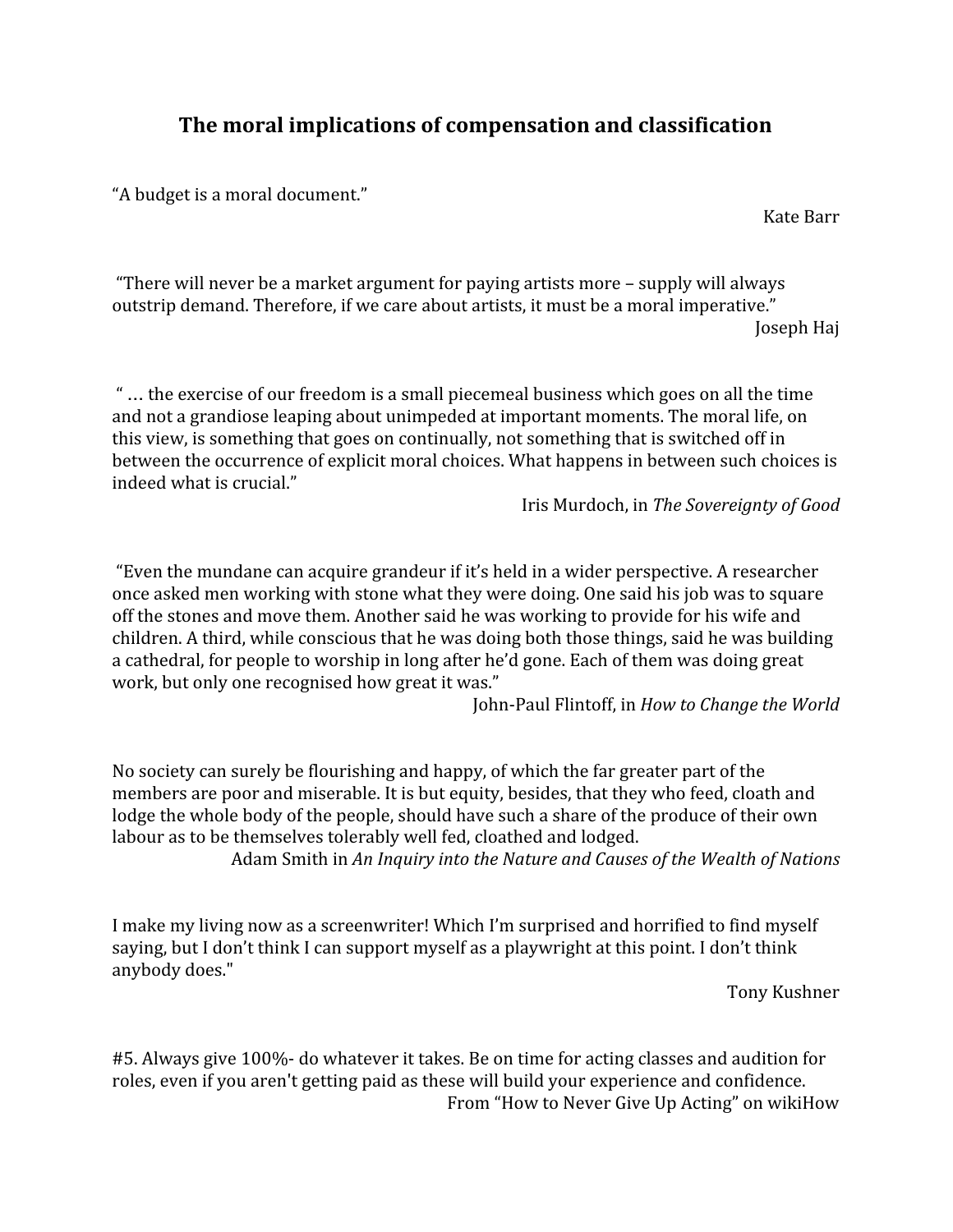# The moral implications of compensation and classification

"A budget is a moral document."

Kate Barr

"There will never be a market argument for paying artists more – supply will always outstrip demand. Therefore, if we care about artists, it must be a moral imperative."

Joseph Haj

" … the exercise of our freedom is a small piecemeal business which goes on all the time and not a grandiose leaping about unimpeded at important moments. The moral life, on this view, is something that goes on continually, not something that is switched off in between the occurrence of explicit moral choices. What happens in between such choices is indeed what is crucial."

Iris Murdoch, in *The Sovereignty of Good*

"Even the mundane can acquire grandeur if it's held in a wider perspective. A researcher once asked men working with stone what they were doing. One said his job was to square off the stones and move them. Another said he was working to provide for his wife and children. A third, while conscious that he was doing both those things, said he was building a cathedral, for people to worship in long after he'd gone. Each of them was doing great work, but only one recognised how great it was."

John-Paul Flintoff, in *How to Change the World*

No society can surely be flourishing and happy, of which the far greater part of the members are poor and miserable. It is but equity, besides, that they who feed, cloath and lodge the whole body of the people, should have such a share of the produce of their own labour as to be themselves tolerably well fed, cloathed and lodged.

Adam Smith in *An Inquiry into the Nature and Causes of the Wealth of Nations*

I make my living now as a screenwriter! Which I'm surprised and horrified to find myself saying, but I don't think I can support myself as a playwright at this point. I don't think anybody does."

Tony Kushner

#5. Always give 100%- do whatever it takes. Be on time for acting classes and audition for roles, even if you aren't getting paid as these will build your experience and confidence.

From "How to Never Give Up Acting" on wikiHow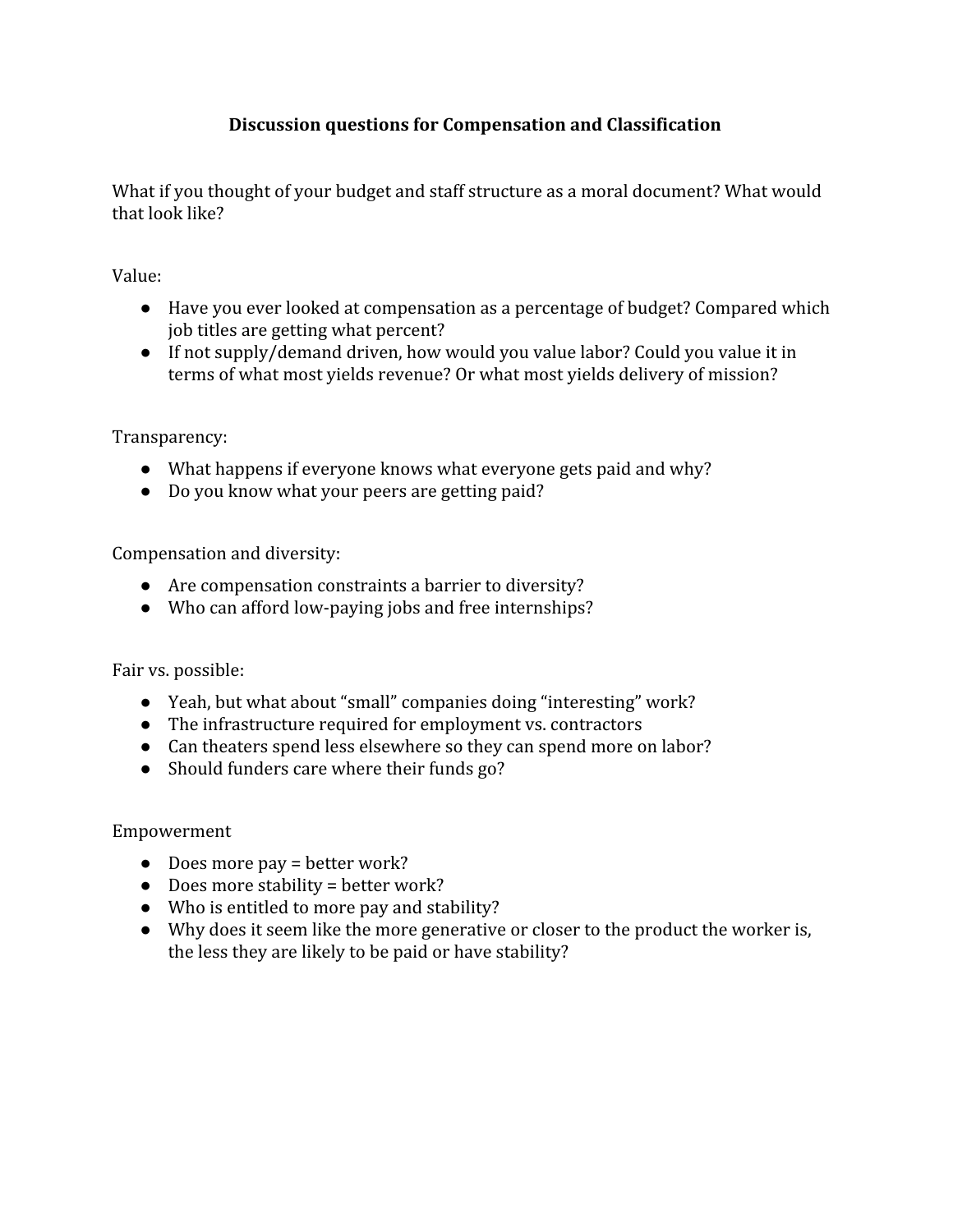# Discussion questions for Compensation and Classification

What if you thought of your budget and staff structure as a moral document? What would that look like?

Value:

- Have you ever looked at compensation as a percentage of budget? Compared which job titles are getting what percent?
- If not supply/demand driven, how would you value labor? Could you value it in terms of what most yields revenue? Or what most yields delivery of mission?

Transparency:

- What happens if everyone knows what everyone gets paid and why?
- Do you know what your peers are getting paid?

Compensation and diversity:

- Are compensation constraints a barrier to diversity?
- Who can afford low-paying jobs and free internships?

Fair vs. possible:

- Yeah, but what about "small" companies doing "interesting" work?
- The infrastructure required for employment vs. contractors
- Can theaters spend less elsewhere so they can spend more on labor?
- Should funders care where their funds go?

Empowerment

- Does more pay = better work?
- Does more stability = better work?
- Who is entitled to more pay and stability?
- Why does it seem like the more generative or closer to the product the worker is, the less they are likely to be paid or have stability?